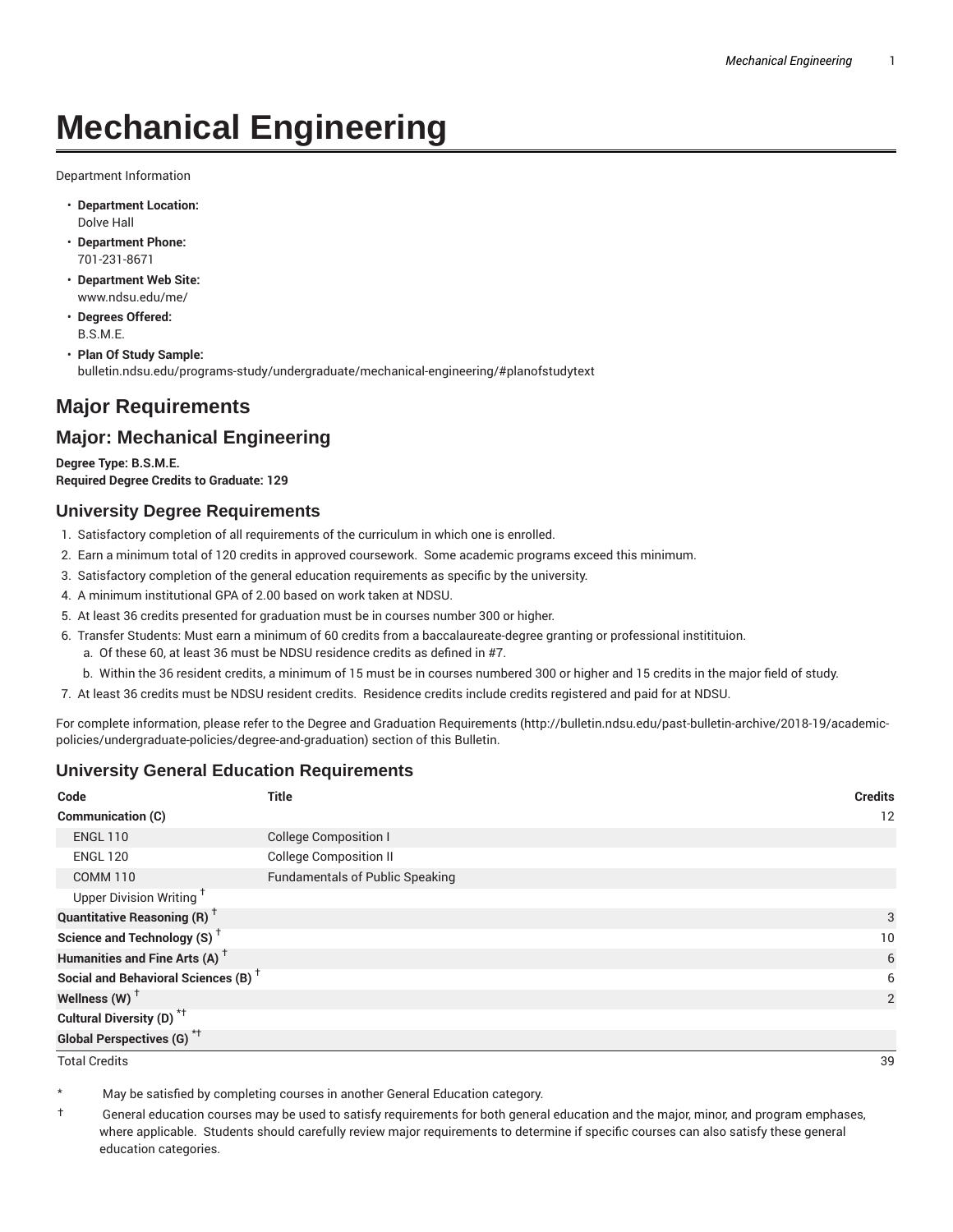# Mechanical Engineering

Department Information

- **Department Location:**
  Dolve Hall
- **Department Phone:**
  701-231-8671
- **Department Web Site:**
  www.ndsu.edu/me/
- **Degrees Offered:**
  B.S.M.E.
- **Plan Of Study Sample:**
  bulletin.ndsu.edu/programs-study/undergraduate/mechanical-engineering/#planofstudytext

## Major Requirements

## Major: Mechanical Engineering

**Degree Type: B.S.M.E.**
**Required Degree Credits to Graduate: 129**

### University Degree Requirements

1. Satisfactory completion of all requirements of the curriculum in which one is enrolled.
2. Earn a minimum total of 120 credits in approved coursework. Some academic programs exceed this minimum.
3. Satisfactory completion of the general education requirements as specific by the university.
4. A minimum institutional GPA of 2.00 based on work taken at NDSU.
5. At least 36 credits presented for graduation must be in courses number 300 or higher.
6. Transfer Students: Must earn a minimum of 60 credits from a baccalaureate-degree granting or professional institituion.
   a. Of these 60, at least 36 must be NDSU residence credits as defined in #7.
   b. Within the 36 resident credits, a minimum of 15 must be in courses numbered 300 or higher and 15 credits in the major field of study.
7. At least 36 credits must be NDSU resident credits. Residence credits include credits registered and paid for at NDSU.

For complete information, please refer to the Degree and Graduation Requirements (http://bulletin.ndsu.edu/past-bulletin-archive/2018-19/academic-policies/undergraduate-policies/degree-and-graduation) section of this Bulletin.

### University General Education Requirements

| Code | Title | Credits |
|---|---|---|
| **Communication (C)** | | 12 |
| ENGL 110 | College Composition I | |
| ENGL 120 | College Composition II | |
| COMM 110 | Fundamentals of Public Speaking | |
| Upper Division Writing † | | |
| **Quantitative Reasoning (R) †** | | 3 |
| **Science and Technology (S) †** | | 10 |
| **Humanities and Fine Arts (A) †** | | 6 |
| **Social and Behavioral Sciences (B) †** | | 6 |
| **Wellness (W) †** | | 2 |
| **Cultural Diversity (D) *†** | | |
| **Global Perspectives (G) *†** | | |
| Total Credits | | 39 |

\* May be satisfied by completing courses in another General Education category.

† General education courses may be used to satisfy requirements for both general education and the major, minor, and program emphases, where applicable. Students should carefully review major requirements to determine if specific courses can also satisfy these general education categories.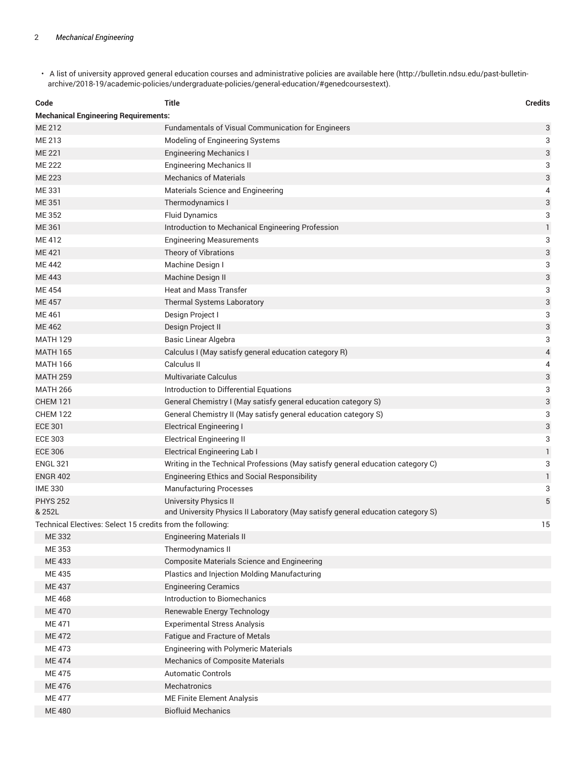- A list of university approved general education courses and administrative policies are available here (http://bulletin.ndsu.edu/past-bulletin-archive/2018-19/academic-policies/undergraduate-policies/general-education/#genedcoursestext).

| Code | Title | Credits |
| --- | --- | --- |
| **Mechanical Engineering Requirements:** | | |
| ME 212 | Fundamentals of Visual Communication for Engineers | 3 |
| ME 213 | Modeling of Engineering Systems | 3 |
| ME 221 | Engineering Mechanics I | 3 |
| ME 222 | Engineering Mechanics II | 3 |
| ME 223 | Mechanics of Materials | 3 |
| ME 331 | Materials Science and Engineering | 4 |
| ME 351 | Thermodynamics I | 3 |
| ME 352 | Fluid Dynamics | 3 |
| ME 361 | Introduction to Mechanical Engineering Profession | 1 |
| ME 412 | Engineering Measurements | 3 |
| ME 421 | Theory of Vibrations | 3 |
| ME 442 | Machine Design I | 3 |
| ME 443 | Machine Design II | 3 |
| ME 454 | Heat and Mass Transfer | 3 |
| ME 457 | Thermal Systems Laboratory | 3 |
| ME 461 | Design Project I | 3 |
| ME 462 | Design Project II | 3 |
| MATH 129 | Basic Linear Algebra | 3 |
| MATH 165 | Calculus I (May satisfy general education category R) | 4 |
| MATH 166 | Calculus II | 4 |
| MATH 259 | Multivariate Calculus | 3 |
| MATH 266 | Introduction to Differential Equations | 3 |
| CHEM 121 | General Chemistry I (May satisfy general education category S) | 3 |
| CHEM 122 | General Chemistry II (May satisfy general education category S) | 3 |
| ECE 301 | Electrical Engineering I | 3 |
| ECE 303 | Electrical Engineering II | 3 |
| ECE 306 | Electrical Engineering Lab I | 1 |
| ENGL 321 | Writing in the Technical Professions (May satisfy general education category C) | 3 |
| ENGR 402 | Engineering Ethics and Social Responsibility | 1 |
| IME 330 | Manufacturing Processes | 3 |
| PHYS 252 & 252L | University Physics II and University Physics II Laboratory (May satisfy general education category S) | 5 |
| Technical Electives: Select 15 credits from the following: | | 15 |
| ME 332 | Engineering Materials II | |
| ME 353 | Thermodynamics II | |
| ME 433 | Composite Materials Science and Engineering | |
| ME 435 | Plastics and Injection Molding Manufacturing | |
| ME 437 | Engineering Ceramics | |
| ME 468 | Introduction to Biomechanics | |
| ME 470 | Renewable Energy Technology | |
| ME 471 | Experimental Stress Analysis | |
| ME 472 | Fatigue and Fracture of Metals | |
| ME 473 | Engineering with Polymeric Materials | |
| ME 474 | Mechanics of Composite Materials | |
| ME 475 | Automatic Controls | |
| ME 476 | Mechatronics | |
| ME 477 | ME Finite Element Analysis | |
| ME 480 | Biofluid Mechanics | |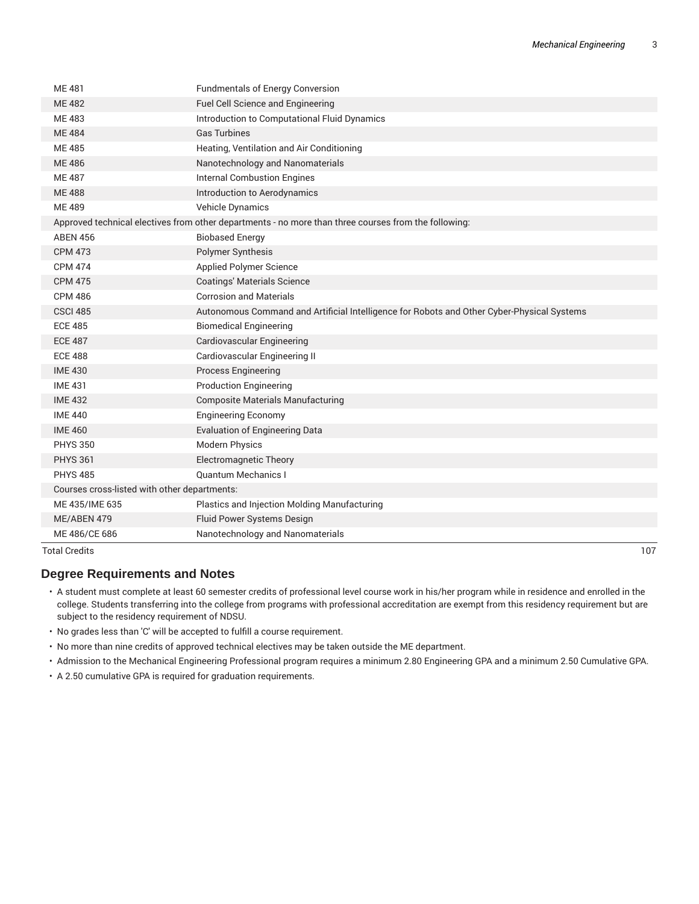| | | |
|---|---|---|
| ME 481 | Fundmentals of Energy Conversion | |
| ME 482 | Fuel Cell Science and Engineering | |
| ME 483 | Introduction to Computational Fluid Dynamics | |
| ME 484 | Gas Turbines | |
| ME 485 | Heating, Ventilation and Air Conditioning | |
| ME 486 | Nanotechnology and Nanomaterials | |
| ME 487 | Internal Combustion Engines | |
| ME 488 | Introduction to Aerodynamics | |
| ME 489 | Vehicle Dynamics | |
| Approved technical electives from other departments - no more than three courses from the following: | | |
| ABEN 456 | Biobased Energy | |
| CPM 473 | Polymer Synthesis | |
| CPM 474 | Applied Polymer Science | |
| CPM 475 | Coatings' Materials Science | |
| CPM 486 | Corrosion and Materials | |
| CSCI 485 | Autonomous Command and Artificial Intelligence for Robots and Other Cyber-Physical Systems | |
| ECE 485 | Biomedical Engineering | |
| ECE 487 | Cardiovascular Engineering | |
| ECE 488 | Cardiovascular Engineering II | |
| IME 430 | Process Engineering | |
| IME 431 | Production Engineering | |
| IME 432 | Composite Materials Manufacturing | |
| IME 440 | Engineering Economy | |
| IME 460 | Evaluation of Engineering Data | |
| PHYS 350 | Modern Physics | |
| PHYS 361 | Electromagnetic Theory | |
| PHYS 485 | Quantum Mechanics I | |
| Courses cross-listed with other departments: | | |
| ME 435/IME 635 | Plastics and Injection Molding Manufacturing | |
| ME/ABEN 479 | Fluid Power Systems Design | |
| ME 486/CE 686 | Nanotechnology and Nanomaterials | |
| Total Credits | | 107 |

## Degree Requirements and Notes

- A student must complete at least 60 semester credits of professional level course work in his/her program while in residence and enrolled in the college. Students transferring into the college from programs with professional accreditation are exempt from this residency requirement but are subject to the residency requirement of NDSU.
- No grades less than 'C' will be accepted to fulfill a course requirement.
- No more than nine credits of approved technical electives may be taken outside the ME department.
- Admission to the Mechanical Engineering Professional program requires a minimum 2.80 Engineering GPA and a minimum 2.50 Cumulative GPA.
- A 2.50 cumulative GPA is required for graduation requirements.